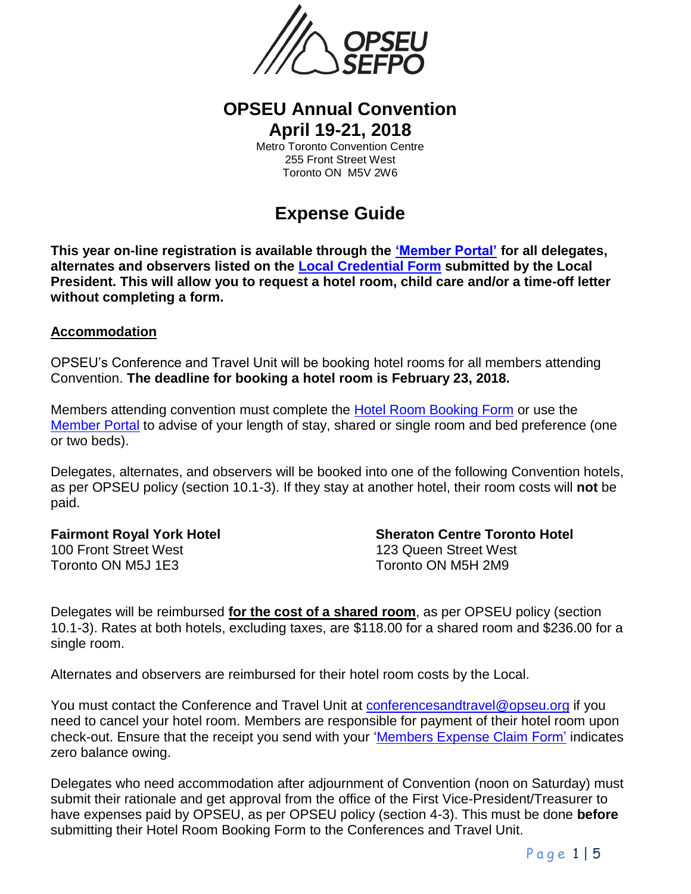# OPSEU Annual Convention
# April 19-21, 2018

Metro Toronto Convention Centre
255 Front Street West
Toronto ON M5V 2W6

## Expense Guide

**This year on-line registration is available through the 'Member Portal' for all delegates, alternates and observers listed on the Local Credential Form submitted by the Local President. This will allow you to request a hotel room, child care and/or a time-off letter without completing a form.**

### Accommodation

OPSEU's Conference and Travel Unit will be booking hotel rooms for all members attending Convention. **The deadline for booking a hotel room is February 23, 2018.**

Members attending convention must complete the Hotel Room Booking Form or use the Member Portal to advise of your length of stay, shared or single room and bed preference (one or two beds).

Delegates, alternates, and observers will be booked into one of the following Convention hotels, as per OPSEU policy (section 10.1-3). If they stay at another hotel, their room costs will **not** be paid.

**Fairmont Royal York Hotel**
100 Front Street West
Toronto ON M5J 1E3

**Sheraton Centre Toronto Hotel**
123 Queen Street West
Toronto ON M5H 2M9

Delegates will be reimbursed **for the cost of a shared room**, as per OPSEU policy (section 10.1-3). Rates at both hotels, excluding taxes, are $118.00 for a shared room and $236.00 for a single room.

Alternates and observers are reimbursed for their hotel room costs by the Local.

You must contact the Conference and Travel Unit at conferencesandtravel@opseu.org if you need to cancel your hotel room. Members are responsible for payment of their hotel room upon check-out. Ensure that the receipt you send with your 'Members Expense Claim Form' indicates zero balance owing.

Delegates who need accommodation after adjournment of Convention (noon on Saturday) must submit their rationale and get approval from the office of the First Vice-President/Treasurer to have expenses paid by OPSEU, as per OPSEU policy (section 4-3). This must be done **before** submitting their Hotel Room Booking Form to the Conferences and Travel Unit.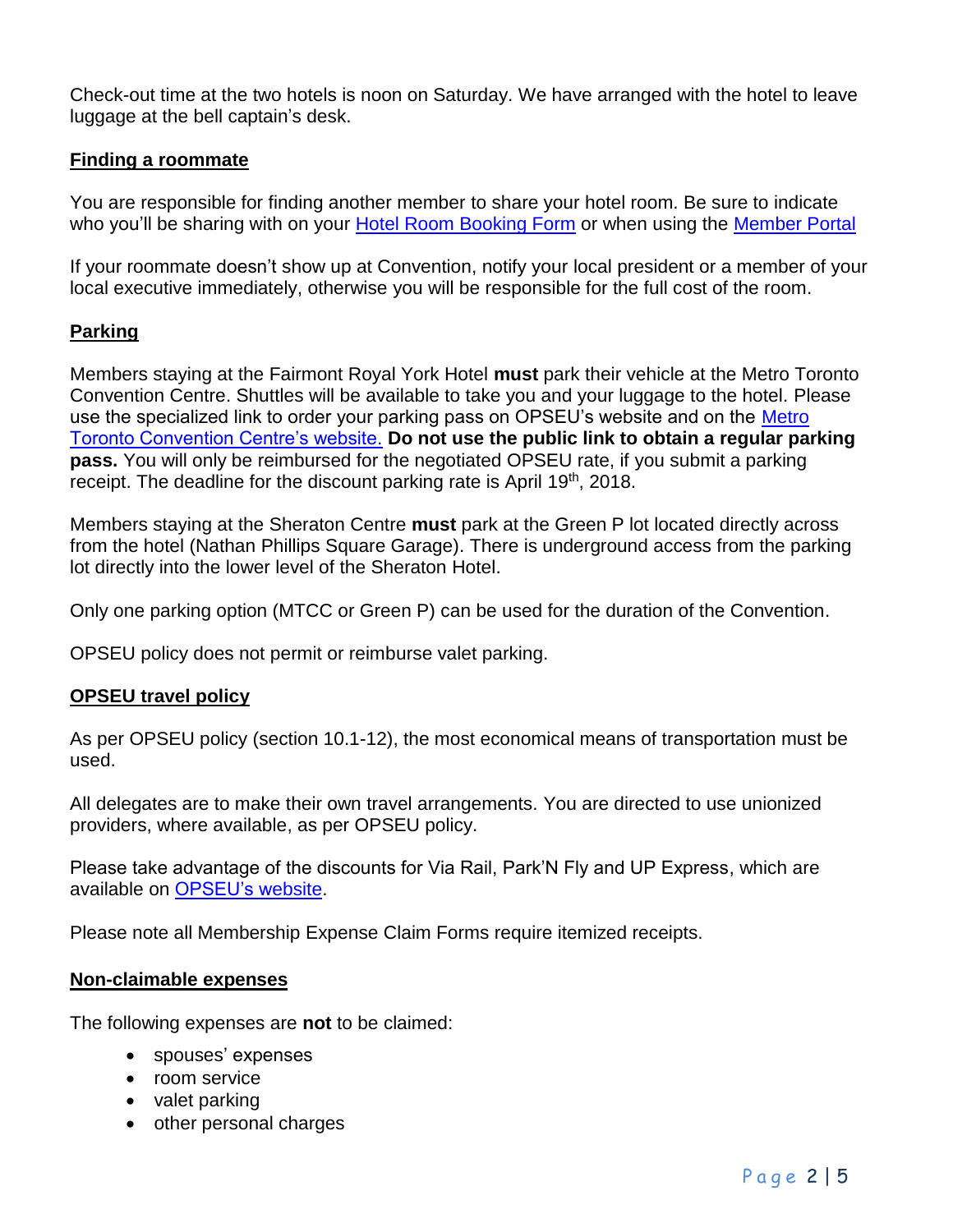Check-out time at the two hotels is noon on Saturday. We have arranged with the hotel to leave luggage at the bell captain's desk.

## Finding a roommate

You are responsible for finding another member to share your hotel room. Be sure to indicate who you'll be sharing with on your Hotel Room Booking Form or when using the Member Portal

If your roommate doesn't show up at Convention, notify your local president or a member of your local executive immediately, otherwise you will be responsible for the full cost of the room.

## Parking

Members staying at the Fairmont Royal York Hotel **must** park their vehicle at the Metro Toronto Convention Centre. Shuttles will be available to take you and your luggage to the hotel. Please use the specialized link to order your parking pass on OPSEU's website and on the Metro Toronto Convention Centre's website. **Do not use the public link to obtain a regular parking pass.** You will only be reimbursed for the negotiated OPSEU rate, if you submit a parking receipt. The deadline for the discount parking rate is April 19th, 2018.

Members staying at the Sheraton Centre **must** park at the Green P lot located directly across from the hotel (Nathan Phillips Square Garage). There is underground access from the parking lot directly into the lower level of the Sheraton Hotel.

Only one parking option (MTCC or Green P) can be used for the duration of the Convention.

OPSEU policy does not permit or reimburse valet parking.

## OPSEU travel policy

As per OPSEU policy (section 10.1-12), the most economical means of transportation must be used.

All delegates are to make their own travel arrangements. You are directed to use unionized providers, where available, as per OPSEU policy.

Please take advantage of the discounts for Via Rail, Park'N Fly and UP Express, which are available on OPSEU's website.

Please note all Membership Expense Claim Forms require itemized receipts.

## Non-claimable expenses

The following expenses are **not** to be claimed:

- spouses' expenses
- room service
- valet parking
- other personal charges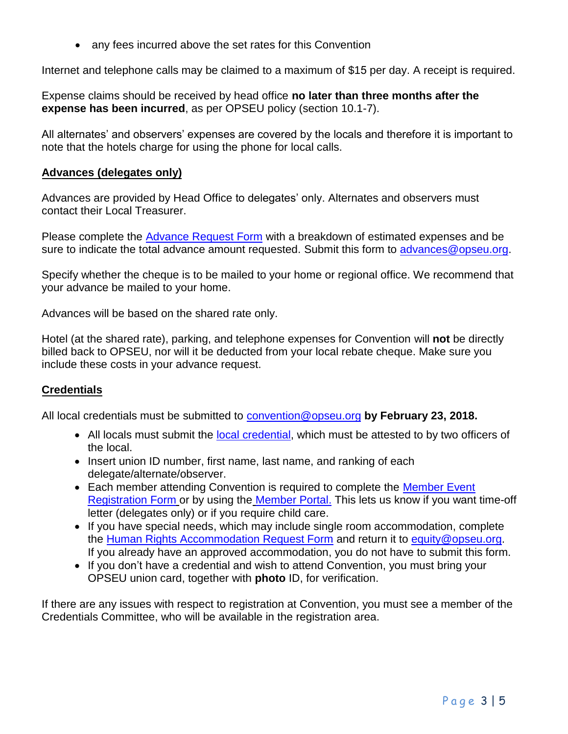- any fees incurred above the set rates for this Convention

Internet and telephone calls may be claimed to a maximum of $15 per day. A receipt is required.

Expense claims should be received by head office **no later than three months after the expense has been incurred**, as per OPSEU policy (section 10.1-7).

All alternates' and observers' expenses are covered by the locals and therefore it is important to note that the hotels charge for using the phone for local calls.

## Advances (delegates only)

Advances are provided by Head Office to delegates' only. Alternates and observers must contact their Local Treasurer.

Please complete the Advance Request Form with a breakdown of estimated expenses and be sure to indicate the total advance amount requested. Submit this form to advances@opseu.org.

Specify whether the cheque is to be mailed to your home or regional office. We recommend that your advance be mailed to your home.

Advances will be based on the shared rate only.

Hotel (at the shared rate), parking, and telephone expenses for Convention will **not** be directly billed back to OPSEU, nor will it be deducted from your local rebate cheque. Make sure you include these costs in your advance request.

## Credentials

All local credentials must be submitted to convention@opseu.org **by February 23, 2018.**

- All locals must submit the local credential, which must be attested to by two officers of the local.
- Insert union ID number, first name, last name, and ranking of each delegate/alternate/observer.
- Each member attending Convention is required to complete the Member Event Registration Form or by using the Member Portal. This lets us know if you want time-off letter (delegates only) or if you require child care.
- If you have special needs, which may include single room accommodation, complete the Human Rights Accommodation Request Form and return it to equity@opseu.org. If you already have an approved accommodation, you do not have to submit this form.
- If you don't have a credential and wish to attend Convention, you must bring your OPSEU union card, together with **photo** ID, for verification.

If there are any issues with respect to registration at Convention, you must see a member of the Credentials Committee, who will be available in the registration area.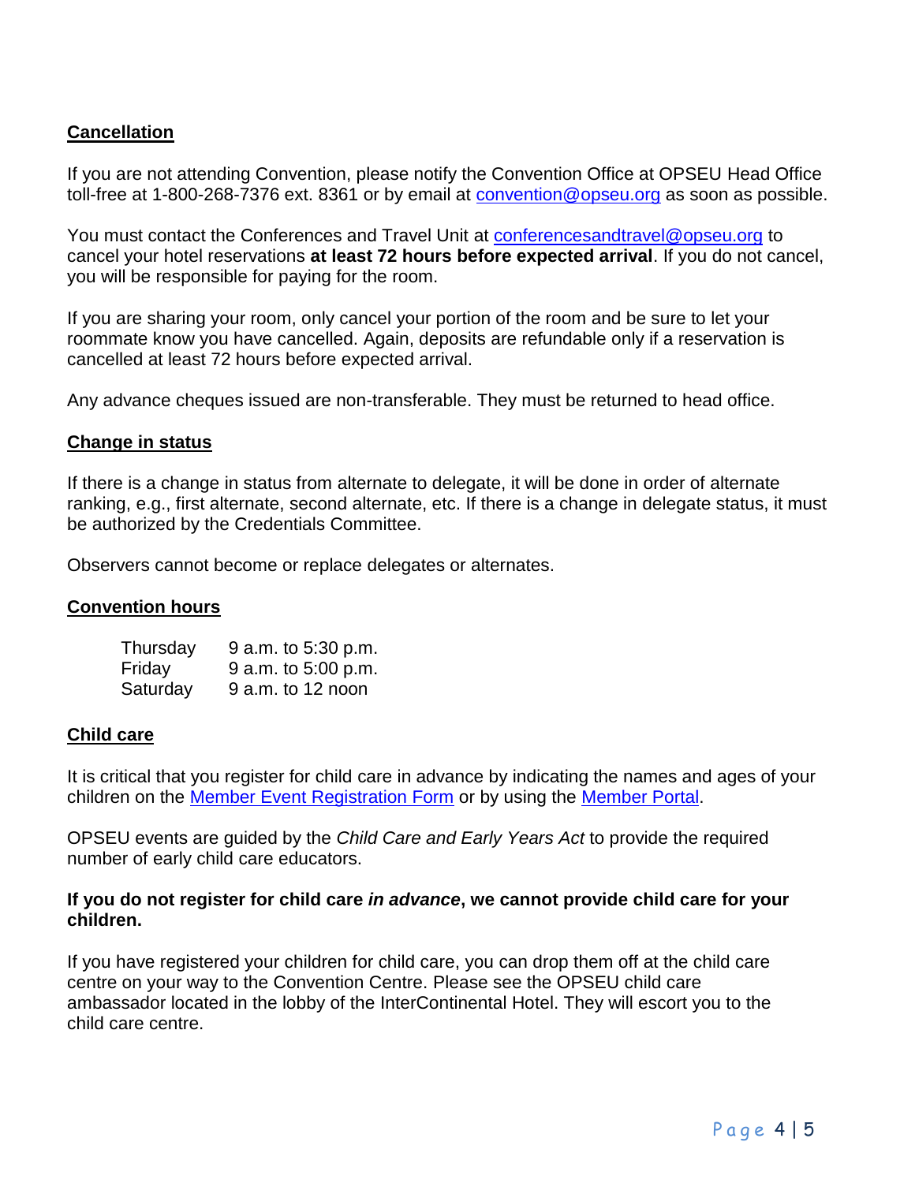## Cancellation

If you are not attending Convention, please notify the Convention Office at OPSEU Head Office toll-free at 1-800-268-7376 ext. 8361 or by email at [convention@opseu.org](mailto:convention@opseu.org) as soon as possible.

You must contact the Conferences and Travel Unit at [conferencesandtravel@opseu.org](mailto:conferencesandtravel@opseu.org) to cancel your hotel reservations **at least 72 hours before expected arrival**. If you do not cancel, you will be responsible for paying for the room.

If you are sharing your room, only cancel your portion of the room and be sure to let your roommate know you have cancelled. Again, deposits are refundable only if a reservation is cancelled at least 72 hours before expected arrival.

Any advance cheques issued are non-transferable. They must be returned to head office.

## Change in status

If there is a change in status from alternate to delegate, it will be done in order of alternate ranking, e.g., first alternate, second alternate, etc. If there is a change in delegate status, it must be authorized by the Credentials Committee.

Observers cannot become or replace delegates or alternates.

## Convention hours

| | |
|---|---|
| Thursday | 9 a.m. to 5:30 p.m. |
| Friday | 9 a.m. to 5:00 p.m. |
| Saturday | 9 a.m. to 12 noon |

## Child care

It is critical that you register for child care in advance by indicating the names and ages of your children on the Member Event Registration Form or by using the Member Portal.

OPSEU events are guided by the *Child Care and Early Years Act* to provide the required number of early child care educators.

**If you do not register for child care *in advance*, we cannot provide child care for your children.**

If you have registered your children for child care, you can drop them off at the child care centre on your way to the Convention Centre. Please see the OPSEU child care ambassador located in the lobby of the InterContinental Hotel. They will escort you to the child care centre.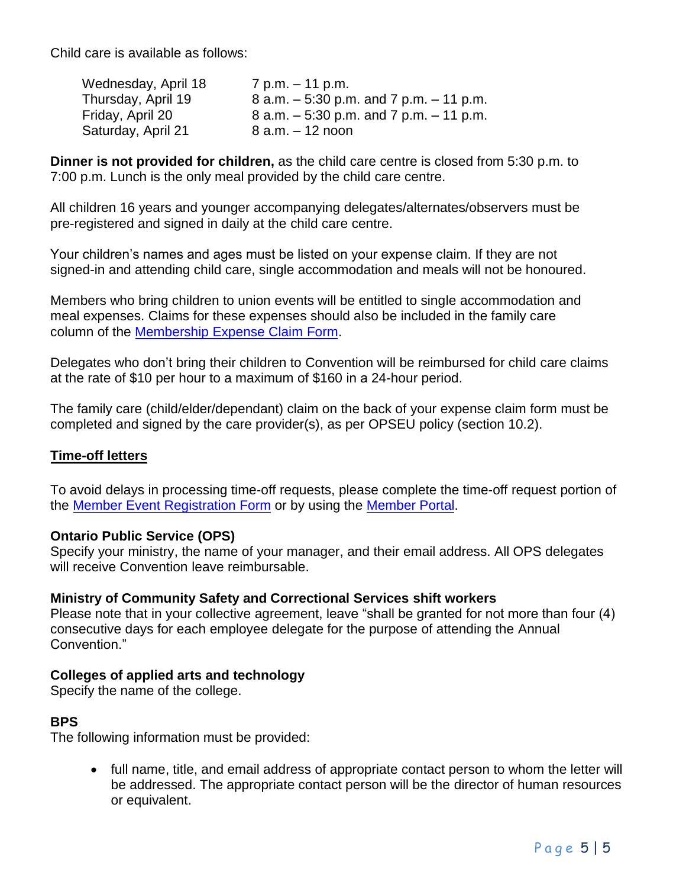Child care is available as follows:

| | |
|---|---|
| Wednesday, April 18 | 7 p.m. – 11 p.m. |
| Thursday, April 19 | 8 a.m. – 5:30 p.m. and 7 p.m. – 11 p.m. |
| Friday, April 20 | 8 a.m. – 5:30 p.m. and 7 p.m. – 11 p.m. |
| Saturday, April 21 | 8 a.m. – 12 noon |

**Dinner is not provided for children,** as the child care centre is closed from 5:30 p.m. to 7:00 p.m. Lunch is the only meal provided by the child care centre.

All children 16 years and younger accompanying delegates/alternates/observers must be pre-registered and signed in daily at the child care centre.

Your children's names and ages must be listed on your expense claim. If they are not signed-in and attending child care, single accommodation and meals will not be honoured.

Members who bring children to union events will be entitled to single accommodation and meal expenses. Claims for these expenses should also be included in the family care column of the Membership Expense Claim Form.

Delegates who don't bring their children to Convention will be reimbursed for child care claims at the rate of $10 per hour to a maximum of $160 in a 24-hour period.

The family care (child/elder/dependant) claim on the back of your expense claim form must be completed and signed by the care provider(s), as per OPSEU policy (section 10.2).

## Time-off letters

To avoid delays in processing time-off requests, please complete the time-off request portion of the Member Event Registration Form or by using the Member Portal.

### Ontario Public Service (OPS)

Specify your ministry, the name of your manager, and their email address. All OPS delegates will receive Convention leave reimbursable.

### Ministry of Community Safety and Correctional Services shift workers

Please note that in your collective agreement, leave "shall be granted for not more than four (4) consecutive days for each employee delegate for the purpose of attending the Annual Convention."

### Colleges of applied arts and technology

Specify the name of the college.

### BPS

The following information must be provided:

- full name, title, and email address of appropriate contact person to whom the letter will be addressed. The appropriate contact person will be the director of human resources or equivalent.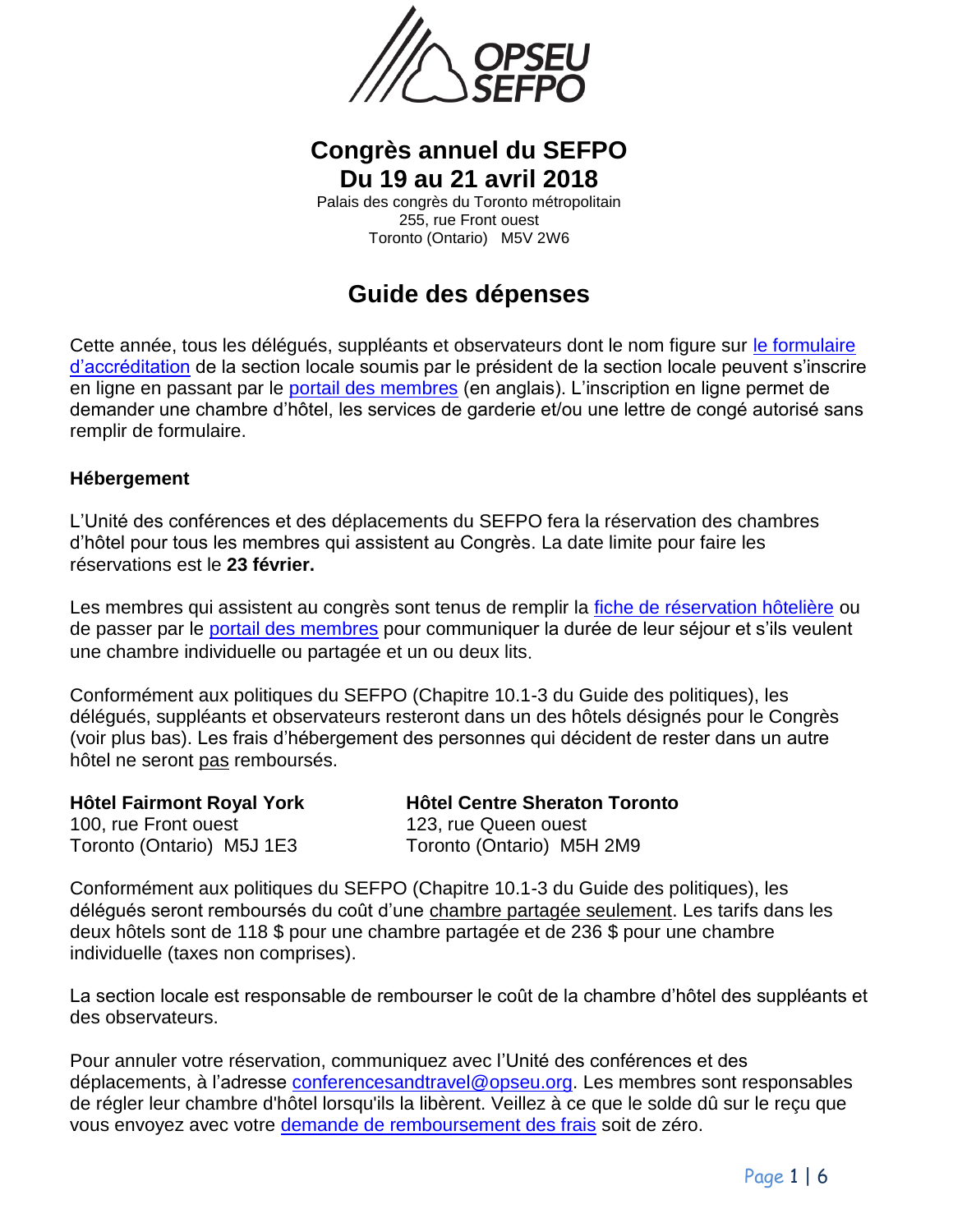# Congrès annuel du SEFPO
# Du 19 au 21 avril 2018

Palais des congrès du Toronto métropolitain
255, rue Front ouest
Toronto (Ontario) M5V 2W6

## Guide des dépenses

Cette année, tous les délégués, suppléants et observateurs dont le nom figure sur le formulaire d'accréditation de la section locale soumis par le président de la section locale peuvent s'inscrire en ligne en passant par le portail des membres (en anglais). L'inscription en ligne permet de demander une chambre d'hôtel, les services de garderie et/ou une lettre de congé autorisé sans remplir de formulaire.

**Hébergement**

L'Unité des conférences et des déplacements du SEFPO fera la réservation des chambres d'hôtel pour tous les membres qui assistent au Congrès. La date limite pour faire les réservations est le **23 février.**

Les membres qui assistent au congrès sont tenus de remplir la fiche de réservation hôtelière ou de passer par le portail des membres pour communiquer la durée de leur séjour et s'ils veulent une chambre individuelle ou partagée et un ou deux lits.

Conformément aux politiques du SEFPO (Chapitre 10.1-3 du Guide des politiques), les délégués, suppléants et observateurs resteront dans un des hôtels désignés pour le Congrès (voir plus bas). Les frais d'hébergement des personnes qui décident de rester dans un autre hôtel ne seront pas remboursés.

**Hôtel Fairmont Royal York**
100, rue Front ouest
Toronto (Ontario) M5J 1E3

**Hôtel Centre Sheraton Toronto**
123, rue Queen ouest
Toronto (Ontario) M5H 2M9

Conformément aux politiques du SEFPO (Chapitre 10.1-3 du Guide des politiques), les délégués seront remboursés du coût d'une chambre partagée seulement. Les tarifs dans les deux hôtels sont de 118 $ pour une chambre partagée et de 236 $ pour une chambre individuelle (taxes non comprises).

La section locale est responsable de rembourser le coût de la chambre d'hôtel des suppléants et des observateurs.

Pour annuler votre réservation, communiquez avec l'Unité des conférences et des déplacements, à l'adresse conferencesandtravel@opseu.org. Les membres sont responsables de régler leur chambre d'hôtel lorsqu'ils la libèrent. Veillez à ce que le solde dû sur le reçu que vous envoyez avec votre demande de remboursement des frais soit de zéro.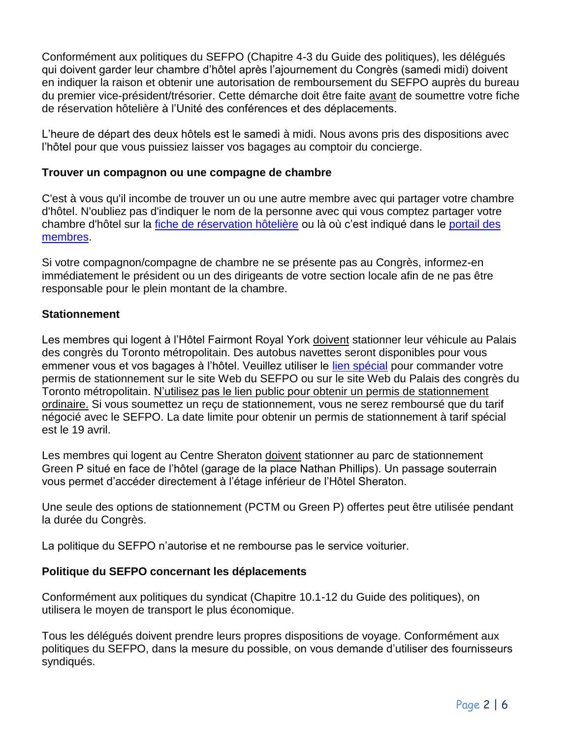Conformément aux politiques du SEFPO (Chapitre 4-3 du Guide des politiques), les délégués qui doivent garder leur chambre d'hôtel après l'ajournement du Congrès (samedi midi) doivent en indiquer la raison et obtenir une autorisation de remboursement du SEFPO auprès du bureau du premier vice-président/trésorier. Cette démarche doit être faite avant de soumettre votre fiche de réservation hôtelière à l'Unité des conférences et des déplacements.

L'heure de départ des deux hôtels est le samedi à midi. Nous avons pris des dispositions avec l'hôtel pour que vous puissiez laisser vos bagages au comptoir du concierge.

**Trouver un compagnon ou une compagne de chambre**

C'est à vous qu'il incombe de trouver un ou une autre membre avec qui partager votre chambre d'hôtel. N'oubliez pas d'indiquer le nom de la personne avec qui vous comptez partager votre chambre d'hôtel sur la fiche de réservation hôtelière ou là où c'est indiqué dans le portail des membres.

Si votre compagnon/compagne de chambre ne se présente pas au Congrès, informez-en immédiatement le président ou un des dirigeants de votre section locale afin de ne pas être responsable pour le plein montant de la chambre.

**Stationnement**

Les membres qui logent à l'Hôtel Fairmont Royal York doivent stationner leur véhicule au Palais des congrès du Toronto métropolitain. Des autobus navettes seront disponibles pour vous emmener vous et vos bagages à l'hôtel. Veuillez utiliser le lien spécial pour commander votre permis de stationnement sur le site Web du SEFPO ou sur le site Web du Palais des congrès du Toronto métropolitain. N'utilisez pas le lien public pour obtenir un permis de stationnement ordinaire. Si vous soumettez un reçu de stationnement, vous ne serez remboursé que du tarif négocié avec le SEFPO. La date limite pour obtenir un permis de stationnement à tarif spécial est le 19 avril.

Les membres qui logent au Centre Sheraton doivent stationner au parc de stationnement Green P situé en face de l'hôtel (garage de la place Nathan Phillips). Un passage souterrain vous permet d'accéder directement à l'étage inférieur de l'Hôtel Sheraton.

Une seule des options de stationnement (PCTM ou Green P) offertes peut être utilisée pendant la durée du Congrès.

La politique du SEFPO n'autorise et ne rembourse pas le service voiturier.

**Politique du SEFPO concernant les déplacements**

Conformément aux politiques du syndicat (Chapitre 10.1-12 du Guide des politiques), on utilisera le moyen de transport le plus économique.

Tous les délégués doivent prendre leurs propres dispositions de voyage. Conformément aux politiques du SEFPO, dans la mesure du possible, on vous demande d'utiliser des fournisseurs syndiqués.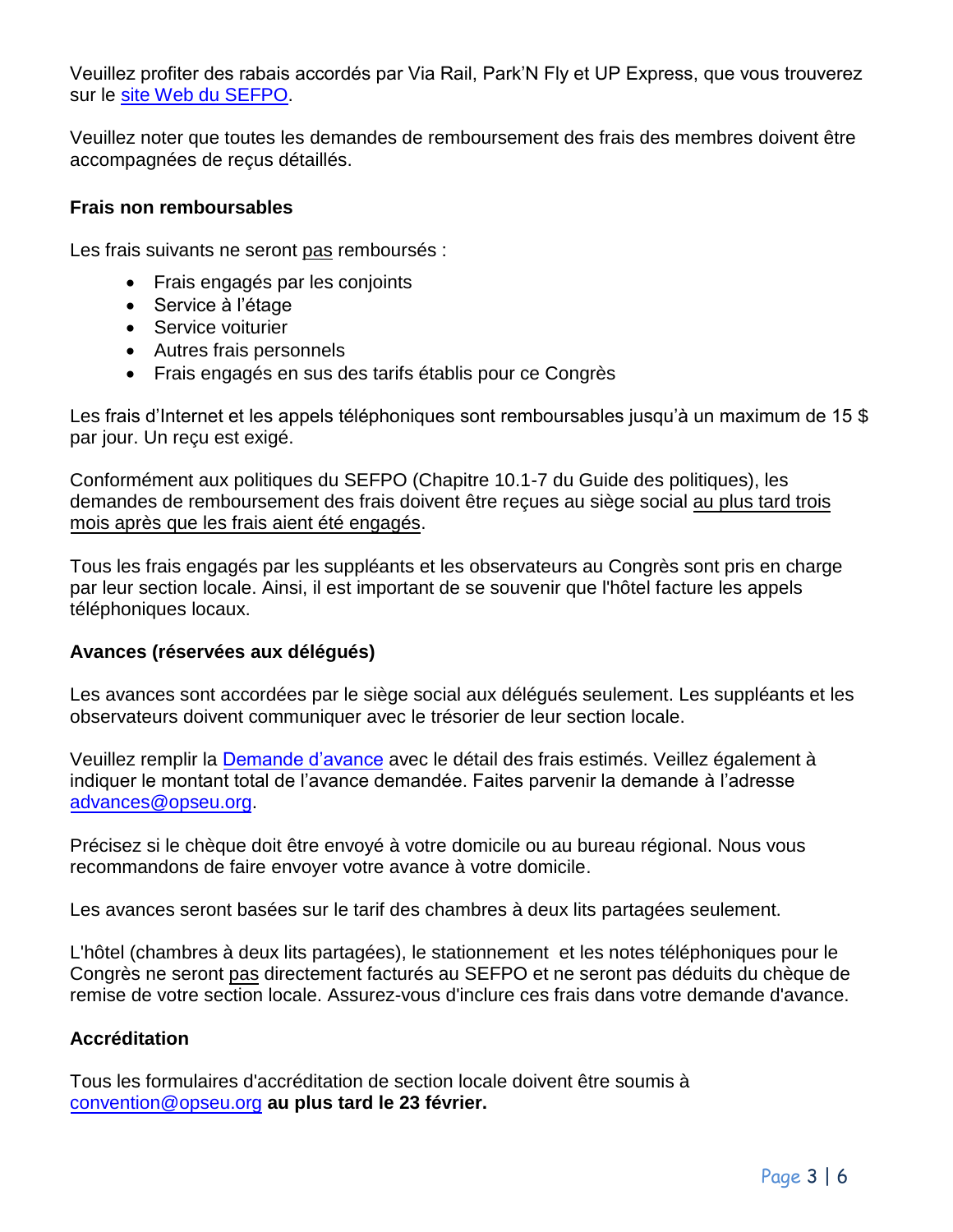Veuillez profiter des rabais accordés par Via Rail, Park'N Fly et UP Express, que vous trouverez sur le [site Web du SEFPO](#).

Veuillez noter que toutes les demandes de remboursement des frais des membres doivent être accompagnées de reçus détaillés.

**Frais non remboursables**

Les frais suivants ne seront pas remboursés :

- Frais engagés par les conjoints
- Service à l'étage
- Service voiturier
- Autres frais personnels
- Frais engagés en sus des tarifs établis pour ce Congrès

Les frais d'Internet et les appels téléphoniques sont remboursables jusqu'à un maximum de 15 $ par jour. Un reçu est exigé.

Conformément aux politiques du SEFPO (Chapitre 10.1-7 du Guide des politiques), les demandes de remboursement des frais doivent être reçues au siège social au plus tard trois mois après que les frais aient été engagés.

Tous les frais engagés par les suppléants et les observateurs au Congrès sont pris en charge par leur section locale. Ainsi, il est important de se souvenir que l'hôtel facture les appels téléphoniques locaux.

**Avances (réservées aux délégués)**

Les avances sont accordées par le siège social aux délégués seulement. Les suppléants et les observateurs doivent communiquer avec le trésorier de leur section locale.

Veuillez remplir la [Demande d'avance](#) avec le détail des frais estimés. Veillez également à indiquer le montant total de l'avance demandée. Faites parvenir la demande à l'adresse advances@opseu.org.

Précisez si le chèque doit être envoyé à votre domicile ou au bureau régional. Nous vous recommandons de faire envoyer votre avance à votre domicile.

Les avances seront basées sur le tarif des chambres à deux lits partagées seulement.

L'hôtel (chambres à deux lits partagées), le stationnement et les notes téléphoniques pour le Congrès ne seront pas directement facturés au SEFPO et ne seront pas déduits du chèque de remise de votre section locale. Assurez-vous d'inclure ces frais dans votre demande d'avance.

**Accréditation**

Tous les formulaires d'accréditation de section locale doivent être soumis à convention@opseu.org **au plus tard le 23 février.**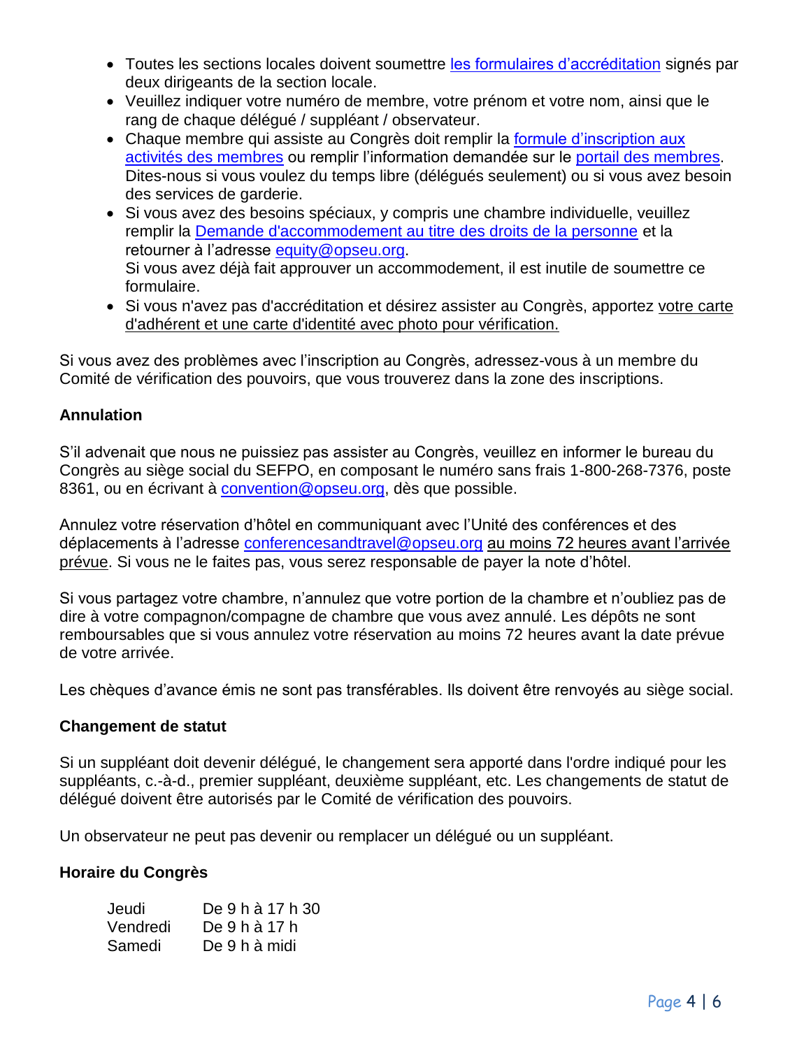- Toutes les sections locales doivent soumettre les formulaires d'accréditation signés par deux dirigeants de la section locale.
- Veuillez indiquer votre numéro de membre, votre prénom et votre nom, ainsi que le rang de chaque délégué / suppléant / observateur.
- Chaque membre qui assiste au Congrès doit remplir la formule d'inscription aux activités des membres ou remplir l'information demandée sur le portail des membres. Dites-nous si vous voulez du temps libre (délégués seulement) ou si vous avez besoin des services de garderie.
- Si vous avez des besoins spéciaux, y compris une chambre individuelle, veuillez remplir la Demande d'accommodement au titre des droits de la personne et la retourner à l'adresse equity@opseu.org.
  Si vous avez déjà fait approuver un accommodement, il est inutile de soumettre ce formulaire.
- Si vous n'avez pas d'accréditation et désirez assister au Congrès, apportez votre carte d'adhérent et une carte d'identité avec photo pour vérification.

Si vous avez des problèmes avec l'inscription au Congrès, adressez-vous à un membre du Comité de vérification des pouvoirs, que vous trouverez dans la zone des inscriptions.

**Annulation**

S'il advenait que nous ne puissiez pas assister au Congrès, veuillez en informer le bureau du Congrès au siège social du SEFPO, en composant le numéro sans frais 1-800-268-7376, poste 8361, ou en écrivant à convention@opseu.org, dès que possible.

Annulez votre réservation d'hôtel en communiquant avec l'Unité des conférences et des déplacements à l'adresse conferencesandtravel@opseu.org au moins 72 heures avant l'arrivée prévue. Si vous ne le faites pas, vous serez responsable de payer la note d'hôtel.

Si vous partagez votre chambre, n'annulez que votre portion de la chambre et n'oubliez pas de dire à votre compagnon/compagne de chambre que vous avez annulé. Les dépôts ne sont remboursables que si vous annulez votre réservation au moins 72 heures avant la date prévue de votre arrivée.

Les chèques d'avance émis ne sont pas transférables. Ils doivent être renvoyés au siège social.

**Changement de statut**

Si un suppléant doit devenir délégué, le changement sera apporté dans l'ordre indiqué pour les suppléants, c.-à-d., premier suppléant, deuxième suppléant, etc. Les changements de statut de délégué doivent être autorisés par le Comité de vérification des pouvoirs.

Un observateur ne peut pas devenir ou remplacer un délégué ou un suppléant.

**Horaire du Congrès**

| | |
|---|---|
| Jeudi | De 9 h à 17 h 30 |
| Vendredi | De 9 h à 17 h |
| Samedi | De 9 h à midi |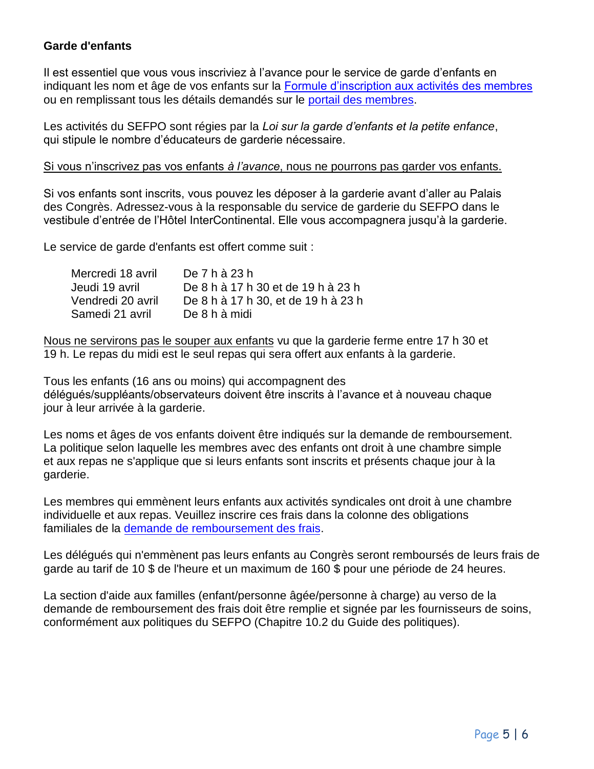**Garde d'enfants**

Il est essentiel que vous vous inscriviez à l'avance pour le service de garde d'enfants en indiquant les nom et âge de vos enfants sur la [Formule d'inscription aux activités des membres](#) ou en remplissant tous les détails demandés sur le [portail des membres](#).

Les activités du SEFPO sont régies par la *Loi sur la garde d'enfants et la petite enfance*, qui stipule le nombre d'éducateurs de garderie nécessaire.

<u>Si vous n'inscrivez pas vos enfants *à l'avance*, nous ne pourrons pas garder vos enfants.</u>

Si vos enfants sont inscrits, vous pouvez les déposer à la garderie avant d'aller au Palais des Congrès. Adressez-vous à la responsable du service de garderie du SEFPO dans le vestibule d'entrée de l'Hôtel InterContinental. Elle vous accompagnera jusqu'à la garderie.

Le service de garde d'enfants est offert comme suit :

| | |
|---|---|
| Mercredi 18 avril | De 7 h à 23 h |
| Jeudi 19 avril | De 8 h à 17 h 30 et de 19 h à 23 h |
| Vendredi 20 avril | De 8 h à 17 h 30, et de 19 h à 23 h |
| Samedi 21 avril | De 8 h à midi |

<u>Nous ne servirons pas le souper aux enfants</u> vu que la garderie ferme entre 17 h 30 et 19 h. Le repas du midi est le seul repas qui sera offert aux enfants à la garderie.

Tous les enfants (16 ans ou moins) qui accompagnent des délégués/suppléants/observateurs doivent être inscrits à l'avance et à nouveau chaque jour à leur arrivée à la garderie.

Les noms et âges de vos enfants doivent être indiqués sur la demande de remboursement. La politique selon laquelle les membres avec des enfants ont droit à une chambre simple et aux repas ne s'applique que si leurs enfants sont inscrits et présents chaque jour à la garderie.

Les membres qui emmènent leurs enfants aux activités syndicales ont droit à une chambre individuelle et aux repas. Veuillez inscrire ces frais dans la colonne des obligations familiales de la [demande de remboursement des frais](#).

Les délégués qui n'emmènent pas leurs enfants au Congrès seront remboursés de leurs frais de garde au tarif de 10 $ de l'heure et un maximum de 160 $ pour une période de 24 heures.

La section d'aide aux familles (enfant/personne âgée/personne à charge) au verso de la demande de remboursement des frais doit être remplie et signée par les fournisseurs de soins, conformément aux politiques du SEFPO (Chapitre 10.2 du Guide des politiques).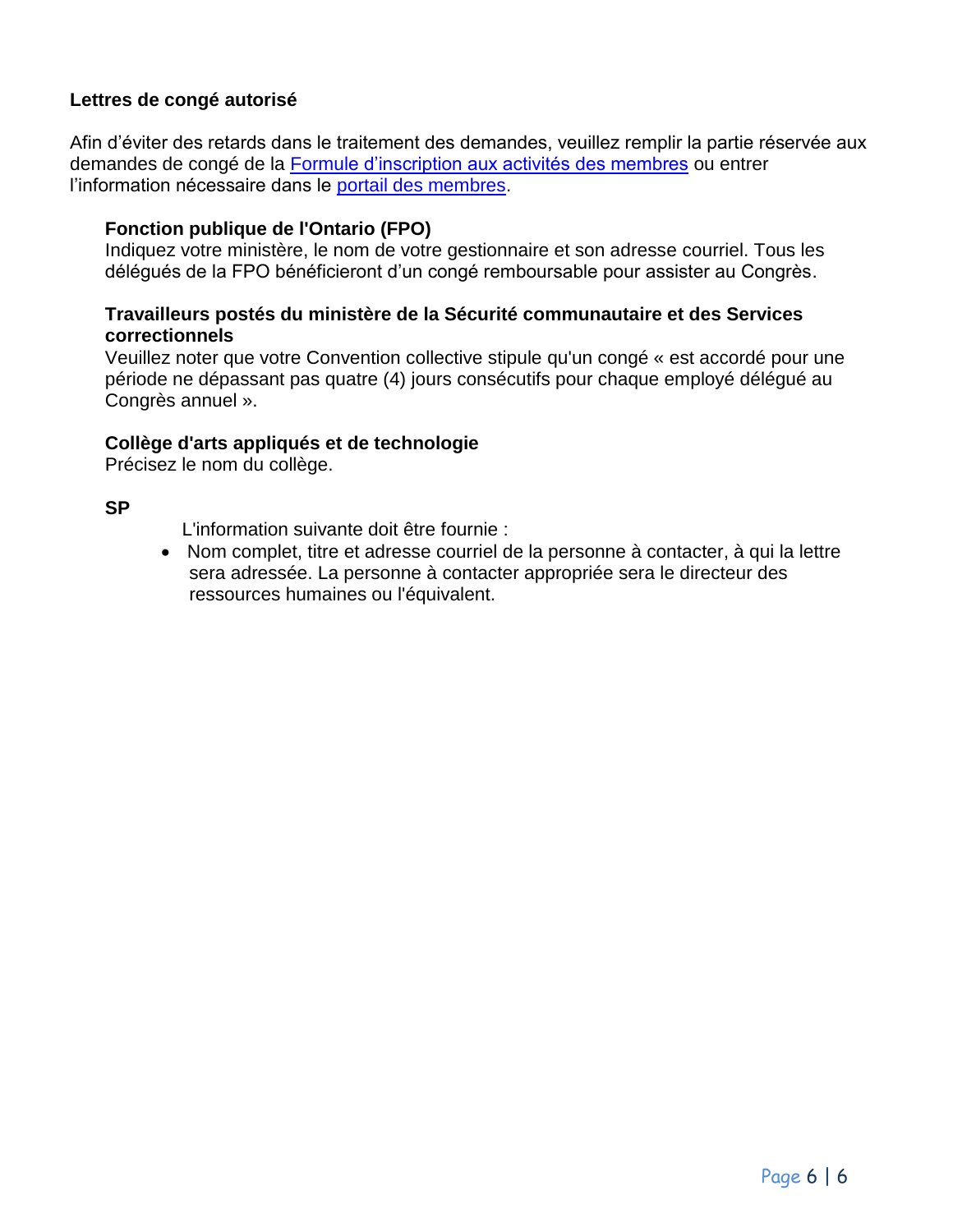**Lettres de congé autorisé**

Afin d'éviter des retards dans le traitement des demandes, veuillez remplir la partie réservée aux demandes de congé de la Formule d'inscription aux activités des membres ou entrer l'information nécessaire dans le portail des membres.

**Fonction publique de l'Ontario (FPO)**
Indiquez votre ministère, le nom de votre gestionnaire et son adresse courriel. Tous les délégués de la FPO bénéficieront d'un congé remboursable pour assister au Congrès.

**Travailleurs postés du ministère de la Sécurité communautaire et des Services correctionnels**
Veuillez noter que votre Convention collective stipule qu'un congé « est accordé pour une période ne dépassant pas quatre (4) jours consécutifs pour chaque employé délégué au Congrès annuel ».

**Collège d'arts appliqués et de technologie**
Précisez le nom du collège.

**SP**

L'information suivante doit être fournie :

- Nom complet, titre et adresse courriel de la personne à contacter, à qui la lettre sera adressée. La personne à contacter appropriée sera le directeur des ressources humaines ou l'équivalent.